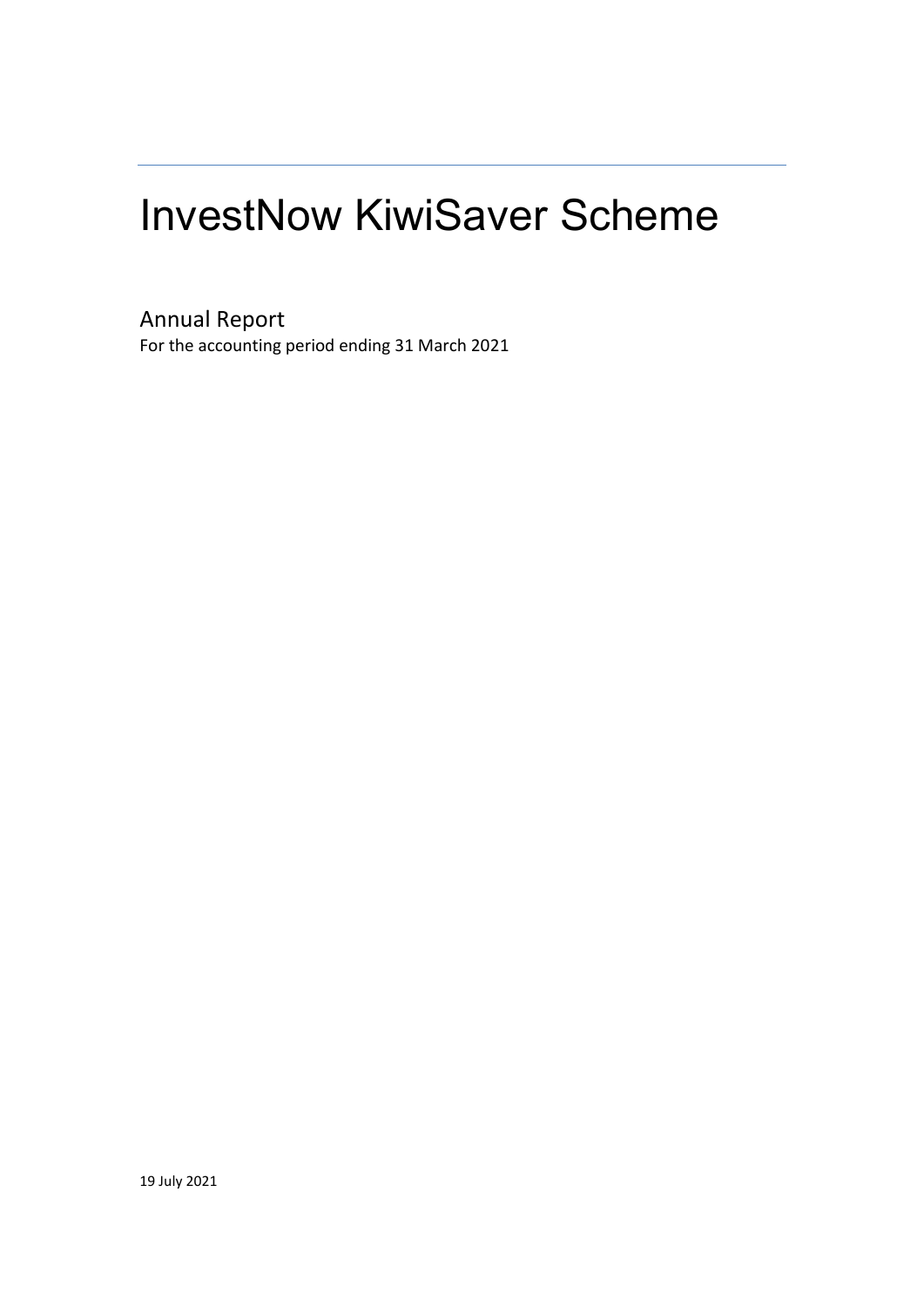# InvestNow KiwiSaver Scheme

## Annual Report

For the accounting period ending 31 March 2021

19 July 2021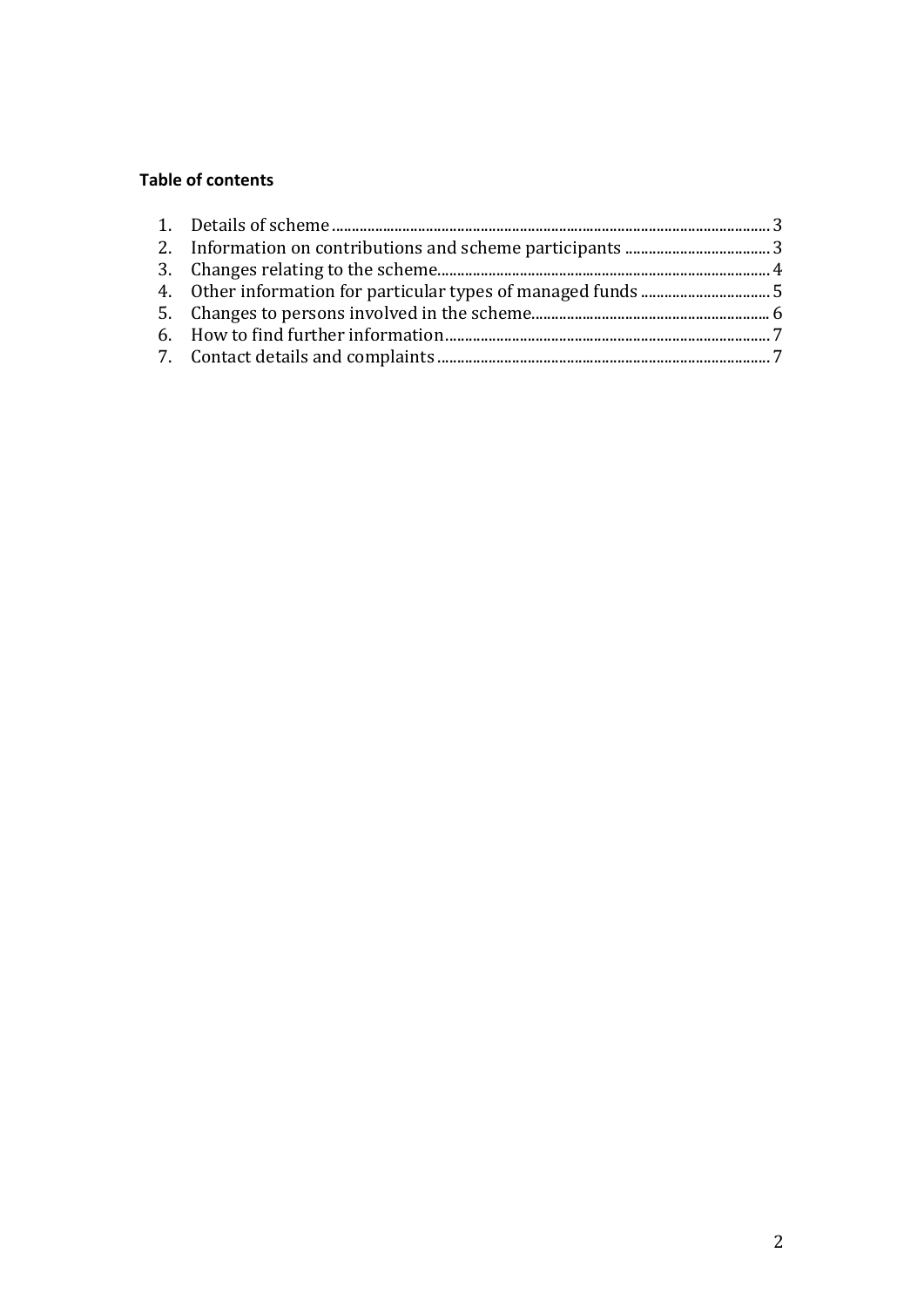**Table of contents**

1. Details of scheme ................................................................................................ 3
2. Information on contributions and scheme participants ..................................... 3
3. Changes relating to the scheme ........................................................................ 4
4. Other information for particular types of managed funds ................................ 5
5. Changes to persons involved in the scheme ..................................................... 6
6. How to find further information ......................................................................... 7
7. Contact details and complaints .......................................................................... 7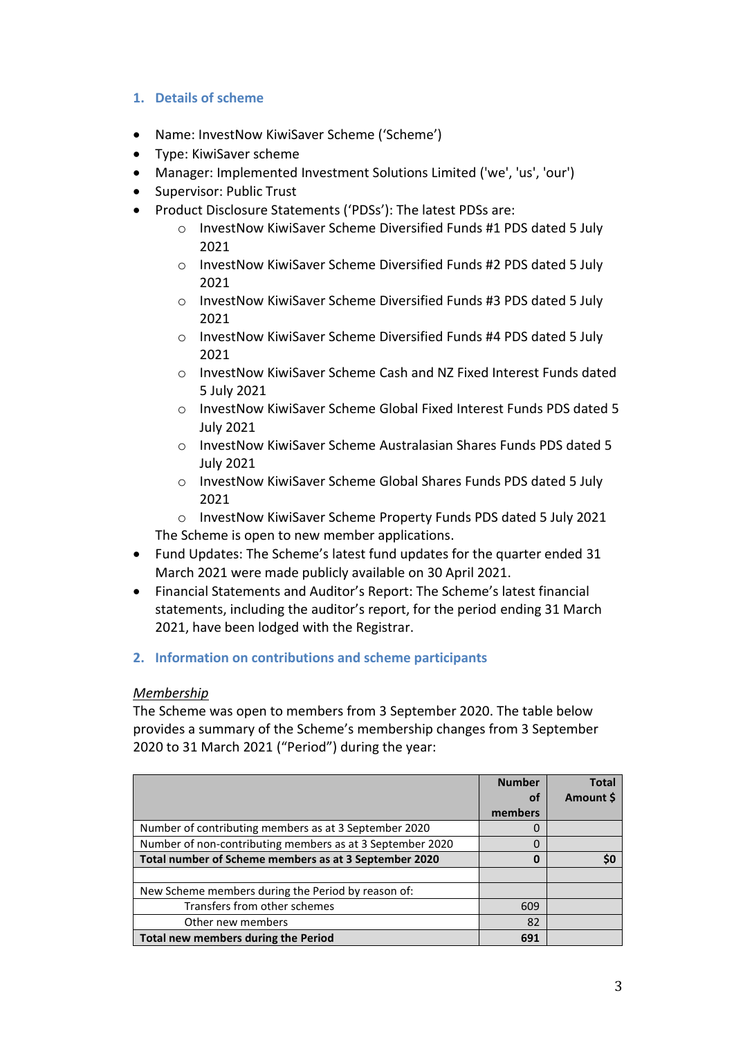## 1. Details of scheme

- Name: InvestNow KiwiSaver Scheme ('Scheme')
- Type: KiwiSaver scheme
- Manager: Implemented Investment Solutions Limited ('we', 'us', 'our')
- Supervisor: Public Trust
- Product Disclosure Statements ('PDSs'): The latest PDSs are:
  - InvestNow KiwiSaver Scheme Diversified Funds #1 PDS dated 5 July 2021
  - InvestNow KiwiSaver Scheme Diversified Funds #2 PDS dated 5 July 2021
  - InvestNow KiwiSaver Scheme Diversified Funds #3 PDS dated 5 July 2021
  - InvestNow KiwiSaver Scheme Diversified Funds #4 PDS dated 5 July 2021
  - InvestNow KiwiSaver Scheme Cash and NZ Fixed Interest Funds dated 5 July 2021
  - InvestNow KiwiSaver Scheme Global Fixed Interest Funds PDS dated 5 July 2021
  - InvestNow KiwiSaver Scheme Australasian Shares Funds PDS dated 5 July 2021
  - InvestNow KiwiSaver Scheme Global Shares Funds PDS dated 5 July 2021
  - InvestNow KiwiSaver Scheme Property Funds PDS dated 5 July 2021

  The Scheme is open to new member applications.
- Fund Updates: The Scheme's latest fund updates for the quarter ended 31 March 2021 were made publicly available on 30 April 2021.
- Financial Statements and Auditor's Report: The Scheme's latest financial statements, including the auditor's report, for the period ending 31 March 2021, have been lodged with the Registrar.

## 2. Information on contributions and scheme participants

*Membership*

The Scheme was open to members from 3 September 2020. The table below provides a summary of the Scheme's membership changes from 3 September 2020 to 31 March 2021 ("Period") during the year:

| | Number of members | Total Amount $ |
|---|---:|---:|
| Number of contributing members as at 3 September 2020 | 0 | |
| Number of non-contributing members as at 3 September 2020 | 0 | |
| **Total number of Scheme members as at 3 September 2020** | **0** | **$0** |
| | | |
| New Scheme members during the Period by reason of: | | |
| Transfers from other schemes | 609 | |
| Other new members | 82 | |
| **Total new members during the Period** | **691** | |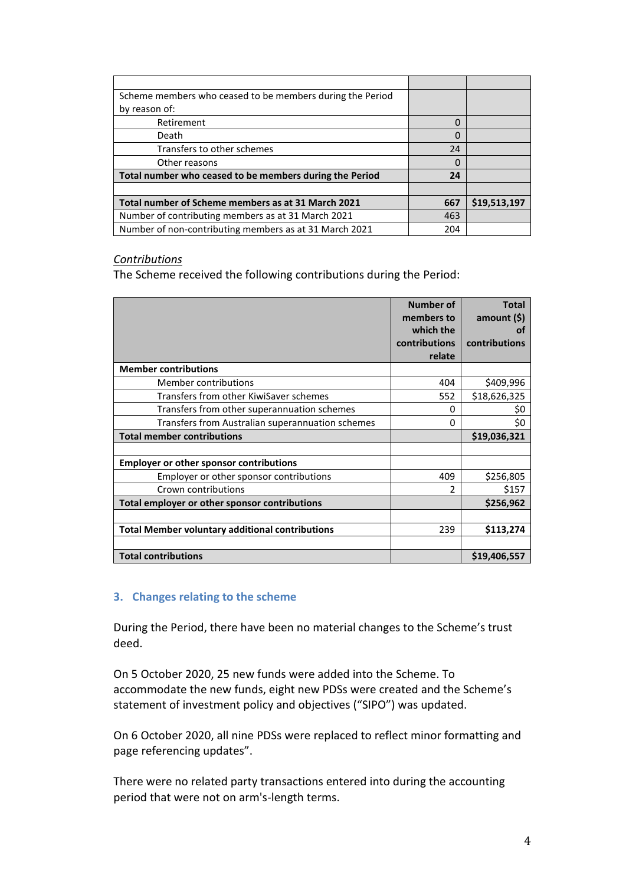| | | |
|---|---|---|
| Scheme members who ceased to be members during the Period by reason of: | | |
| Retirement | 0 | |
| Death | 0 | |
| Transfers to other schemes | 24 | |
| Other reasons | 0 | |
| **Total number who ceased to be members during the Period** | **24** | |
| | | |
| **Total number of Scheme members as at 31 March 2021** | **667** | **$19,513,197** |
| Number of contributing members as at 31 March 2021 | 463 | |
| Number of non-contributing members as at 31 March 2021 | 204 | |

*Contributions*

The Scheme received the following contributions during the Period:

| | Number of members to which the contributions relate | Total amount ($) of contributions |
|---|---|---|
| **Member contributions** | | |
| Member contributions | 404 | $409,996 |
| Transfers from other KiwiSaver schemes | 552 | $18,626,325 |
| Transfers from other superannuation schemes | 0 | $0 |
| Transfers from Australian superannuation schemes | 0 | $0 |
| **Total member contributions** | | **$19,036,321** |
| | | |
| **Employer or other sponsor contributions** | | |
| Employer or other sponsor contributions | 409 | $256,805 |
| Crown contributions | 2 | $157 |
| **Total employer or other sponsor contributions** | | **$256,962** |
| | | |
| **Total Member voluntary additional contributions** | 239 | **$113,274** |
| | | |
| **Total contributions** | | **$19,406,557** |

## 3. Changes relating to the scheme

During the Period, there have been no material changes to the Scheme's trust deed.

On 5 October 2020, 25 new funds were added into the Scheme. To accommodate the new funds, eight new PDSs were created and the Scheme's statement of investment policy and objectives ("SIPO") was updated.

On 6 October 2020, all nine PDSs were replaced to reflect minor formatting and page referencing updates".

There were no related party transactions entered into during the accounting period that were not on arm's-length terms.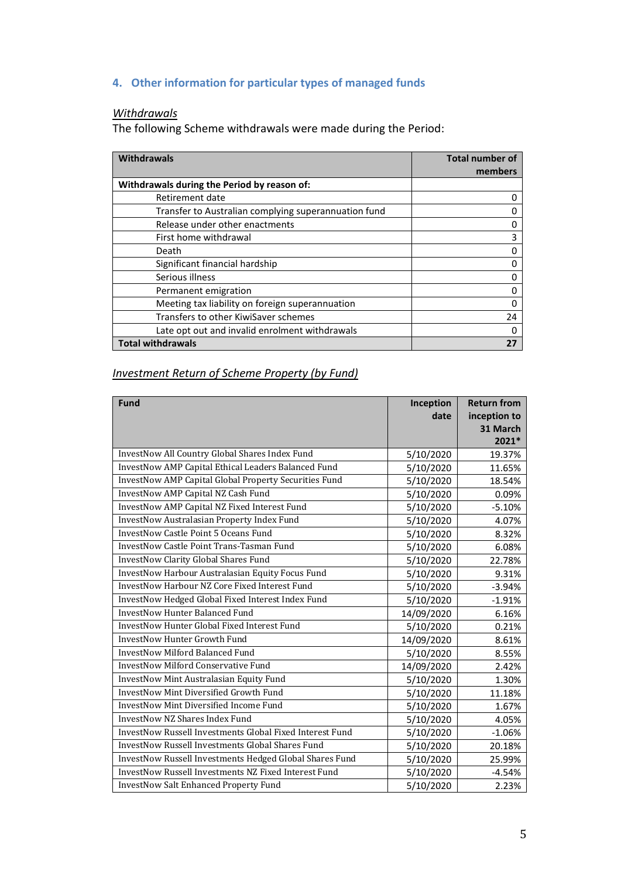## 4. Other information for particular types of managed funds

*Withdrawals*

The following Scheme withdrawals were made during the Period:

| Withdrawals | Total number of members |
|---|---:|
| **Withdrawals during the Period by reason of:** | |
| Retirement date | 0 |
| Transfer to Australian complying superannuation fund | 0 |
| Release under other enactments | 0 |
| First home withdrawal | 3 |
| Death | 0 |
| Significant financial hardship | 0 |
| Serious illness | 0 |
| Permanent emigration | 0 |
| Meeting tax liability on foreign superannuation | 0 |
| Transfers to other KiwiSaver schemes | 24 |
| Late opt out and invalid enrolment withdrawals | 0 |
| **Total withdrawals** | **27** |

*Investment Return of Scheme Property (by Fund)*

| Fund | Inception date | Return from inception to 31 March 2021* |
|---|---:|---:|
| InvestNow All Country Global Shares Index Fund | 5/10/2020 | 19.37% |
| InvestNow AMP Capital Ethical Leaders Balanced Fund | 5/10/2020 | 11.65% |
| InvestNow AMP Capital Global Property Securities Fund | 5/10/2020 | 18.54% |
| InvestNow AMP Capital NZ Cash Fund | 5/10/2020 | 0.09% |
| InvestNow AMP Capital NZ Fixed Interest Fund | 5/10/2020 | -5.10% |
| InvestNow Australasian Property Index Fund | 5/10/2020 | 4.07% |
| InvestNow Castle Point 5 Oceans Fund | 5/10/2020 | 8.32% |
| InvestNow Castle Point Trans-Tasman Fund | 5/10/2020 | 6.08% |
| InvestNow Clarity Global Shares Fund | 5/10/2020 | 22.78% |
| InvestNow Harbour Australasian Equity Focus Fund | 5/10/2020 | 9.31% |
| InvestNow Harbour NZ Core Fixed Interest Fund | 5/10/2020 | -3.94% |
| InvestNow Hedged Global Fixed Interest Index Fund | 5/10/2020 | -1.91% |
| InvestNow Hunter Balanced Fund | 14/09/2020 | 6.16% |
| InvestNow Hunter Global Fixed Interest Fund | 5/10/2020 | 0.21% |
| InvestNow Hunter Growth Fund | 14/09/2020 | 8.61% |
| InvestNow Milford Balanced Fund | 5/10/2020 | 8.55% |
| InvestNow Milford Conservative Fund | 14/09/2020 | 2.42% |
| InvestNow Mint Australasian Equity Fund | 5/10/2020 | 1.30% |
| InvestNow Mint Diversified Growth Fund | 5/10/2020 | 11.18% |
| InvestNow Mint Diversified Income Fund | 5/10/2020 | 1.67% |
| InvestNow NZ Shares Index Fund | 5/10/2020 | 4.05% |
| InvestNow Russell Investments Global Fixed Interest Fund | 5/10/2020 | -1.06% |
| InvestNow Russell Investments Global Shares Fund | 5/10/2020 | 20.18% |
| InvestNow Russell Investments Hedged Global Shares Fund | 5/10/2020 | 25.99% |
| InvestNow Russell Investments NZ Fixed Interest Fund | 5/10/2020 | -4.54% |
| InvestNow Salt Enhanced Property Fund | 5/10/2020 | 2.23% |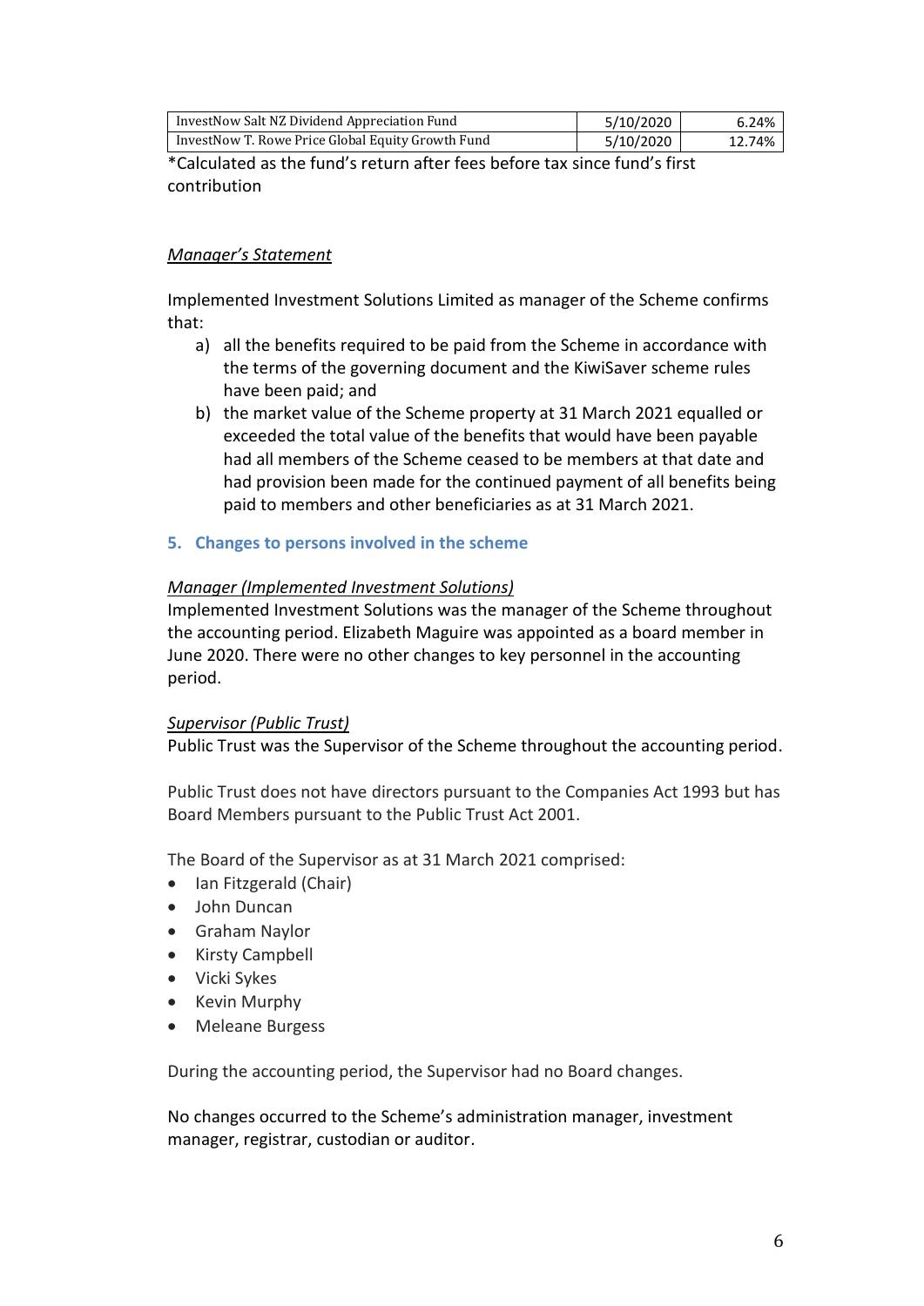| InvestNow Salt NZ Dividend Appreciation Fund | 5/10/2020 | 6.24% |
|---|---|---|
| InvestNow T. Rowe Price Global Equity Growth Fund | 5/10/2020 | 12.74% |

*Calculated as the fund's return after fees before tax since fund's first contribution

*Manager's Statement*

Implemented Investment Solutions Limited as manager of the Scheme confirms that:

a) all the benefits required to be paid from the Scheme in accordance with the terms of the governing document and the KiwiSaver scheme rules have been paid; and
b) the market value of the Scheme property at 31 March 2021 equalled or exceeded the total value of the benefits that would have been payable had all members of the Scheme ceased to be members at that date and had provision been made for the continued payment of all benefits being paid to members and other beneficiaries as at 31 March 2021.

## 5. Changes to persons involved in the scheme

*Manager (Implemented Investment Solutions)*

Implemented Investment Solutions was the manager of the Scheme throughout the accounting period. Elizabeth Maguire was appointed as a board member in June 2020. There were no other changes to key personnel in the accounting period.

*Supervisor (Public Trust)*

Public Trust was the Supervisor of the Scheme throughout the accounting period.

Public Trust does not have directors pursuant to the Companies Act 1993 but has Board Members pursuant to the Public Trust Act 2001.

The Board of the Supervisor as at 31 March 2021 comprised:

- Ian Fitzgerald (Chair)
- John Duncan
- Graham Naylor
- Kirsty Campbell
- Vicki Sykes
- Kevin Murphy
- Meleane Burgess

During the accounting period, the Supervisor had no Board changes.

No changes occurred to the Scheme's administration manager, investment manager, registrar, custodian or auditor.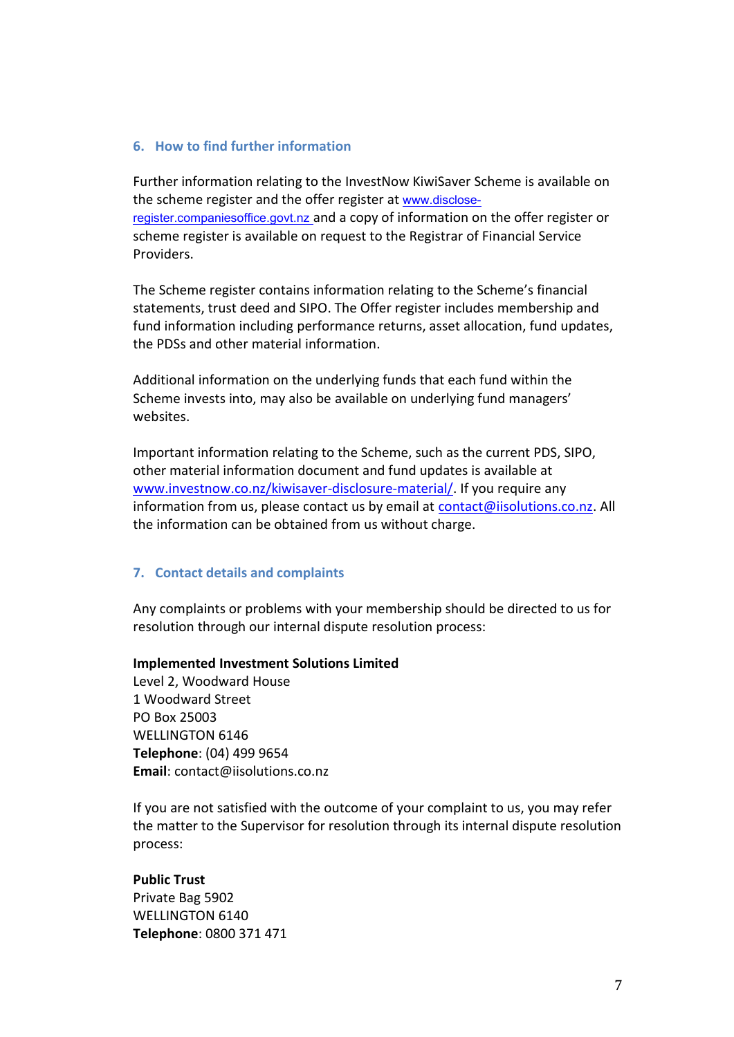## 6. How to find further information

Further information relating to the InvestNow KiwiSaver Scheme is available on the scheme register and the offer register at www.disclose-register.companiesoffice.govt.nz and a copy of information on the offer register or scheme register is available on request to the Registrar of Financial Service Providers.

The Scheme register contains information relating to the Scheme's financial statements, trust deed and SIPO. The Offer register includes membership and fund information including performance returns, asset allocation, fund updates, the PDSs and other material information.

Additional information on the underlying funds that each fund within the Scheme invests into, may also be available on underlying fund managers' websites.

Important information relating to the Scheme, such as the current PDS, SIPO, other material information document and fund updates is available at www.investnow.co.nz/kiwisaver-disclosure-material/. If you require any information from us, please contact us by email at contact@iisolutions.co.nz. All the information can be obtained from us without charge.

## 7. Contact details and complaints

Any complaints or problems with your membership should be directed to us for resolution through our internal dispute resolution process:

**Implemented Investment Solutions Limited**
Level 2, Woodward House
1 Woodward Street
PO Box 25003
WELLINGTON 6146
**Telephone**: (04) 499 9654
**Email**: contact@iisolutions.co.nz

If you are not satisfied with the outcome of your complaint to us, you may refer the matter to the Supervisor for resolution through its internal dispute resolution process:

**Public Trust**
Private Bag 5902
WELLINGTON 6140
**Telephone**: 0800 371 471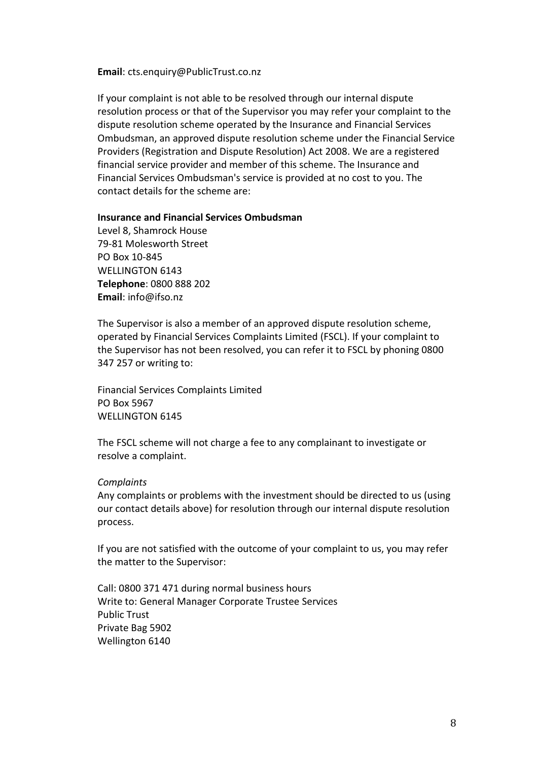**Email**: cts.enquiry@PublicTrust.co.nz

If your complaint is not able to be resolved through our internal dispute resolution process or that of the Supervisor you may refer your complaint to the dispute resolution scheme operated by the Insurance and Financial Services Ombudsman, an approved dispute resolution scheme under the Financial Service Providers (Registration and Dispute Resolution) Act 2008. We are a registered financial service provider and member of this scheme. The Insurance and Financial Services Ombudsman's service is provided at no cost to you. The contact details for the scheme are:

**Insurance and Financial Services Ombudsman**
Level 8, Shamrock House
79-81 Molesworth Street
PO Box 10-845
WELLINGTON 6143
**Telephone**: 0800 888 202
**Email**: info@ifso.nz

The Supervisor is also a member of an approved dispute resolution scheme, operated by Financial Services Complaints Limited (FSCL). If your complaint to the Supervisor has not been resolved, you can refer it to FSCL by phoning 0800 347 257 or writing to:

Financial Services Complaints Limited
PO Box 5967
WELLINGTON 6145

The FSCL scheme will not charge a fee to any complainant to investigate or resolve a complaint.

*Complaints*
Any complaints or problems with the investment should be directed to us (using our contact details above) for resolution through our internal dispute resolution process.

If you are not satisfied with the outcome of your complaint to us, you may refer the matter to the Supervisor:

Call: 0800 371 471 during normal business hours
Write to: General Manager Corporate Trustee Services
Public Trust
Private Bag 5902
Wellington 6140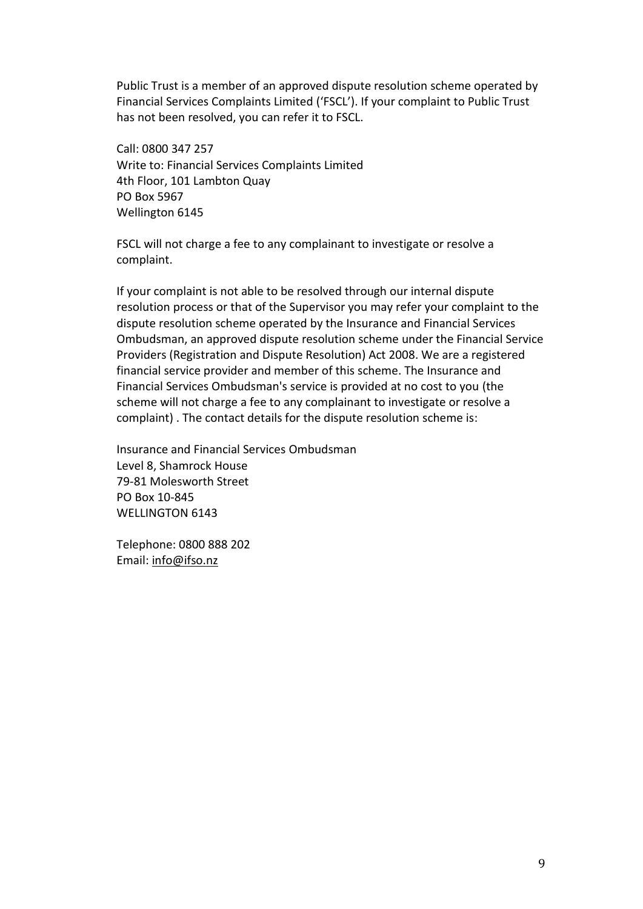Public Trust is a member of an approved dispute resolution scheme operated by Financial Services Complaints Limited ('FSCL'). If your complaint to Public Trust has not been resolved, you can refer it to FSCL.

Call: 0800 347 257
Write to: Financial Services Complaints Limited
4th Floor, 101 Lambton Quay
PO Box 5967
Wellington 6145

FSCL will not charge a fee to any complainant to investigate or resolve a complaint.

If your complaint is not able to be resolved through our internal dispute resolution process or that of the Supervisor you may refer your complaint to the dispute resolution scheme operated by the Insurance and Financial Services Ombudsman, an approved dispute resolution scheme under the Financial Service Providers (Registration and Dispute Resolution) Act 2008. We are a registered financial service provider and member of this scheme. The Insurance and Financial Services Ombudsman's service is provided at no cost to you (the scheme will not charge a fee to any complainant to investigate or resolve a complaint) . The contact details for the dispute resolution scheme is:

Insurance and Financial Services Ombudsman
Level 8, Shamrock House
79-81 Molesworth Street
PO Box 10-845
WELLINGTON 6143

Telephone: 0800 888 202
Email: info@ifso.nz